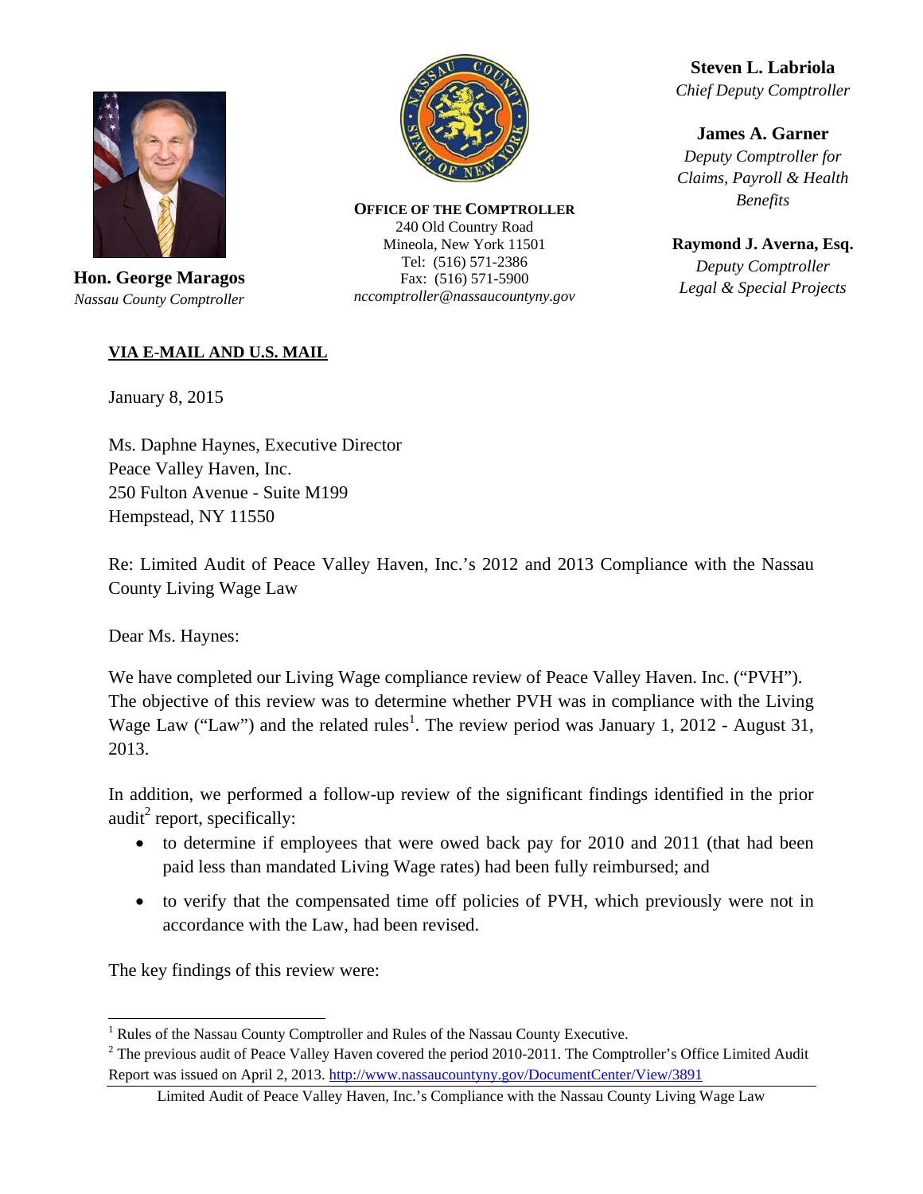**Hon. George Maragos**
*Nassau County Comptroller*

**OFFICE OF THE COMPTROLLER**
240 Old Country Road
Mineola, New York 11501
Tel: (516) 571-2386
Fax: (516) 571-5900
*nccomptroller@nassaucountyny.gov*

**Steven L. Labriola**
*Chief Deputy Comptroller*

**James A. Garner**
*Deputy Comptroller for Claims, Payroll & Health Benefits*

**Raymond J. Averna, Esq.**
*Deputy Comptroller Legal & Special Projects*

**VIA E-MAIL AND U.S. MAIL**

January 8, 2015

Ms. Daphne Haynes, Executive Director
Peace Valley Haven, Inc.
250 Fulton Avenue - Suite M199
Hempstead, NY 11550

Re: Limited Audit of Peace Valley Haven, Inc.'s 2012 and 2013 Compliance with the Nassau County Living Wage Law

Dear Ms. Haynes:

We have completed our Living Wage compliance review of Peace Valley Haven. Inc. ("PVH"). The objective of this review was to determine whether PVH was in compliance with the Living Wage Law ("Law") and the related rules[1]. The review period was January 1, 2012 - August 31, 2013.

In addition, we performed a follow-up review of the significant findings identified in the prior audit[2] report, specifically:

- to determine if employees that were owed back pay for 2010 and 2011 (that had been paid less than mandated Living Wage rates) had been fully reimbursed; and
- to verify that the compensated time off policies of PVH, which previously were not in accordance with the Law, had been revised.

The key findings of this review were:

---

[1] Rules of the Nassau County Comptroller and Rules of the Nassau County Executive.

[2] The previous audit of Peace Valley Haven covered the period 2010-2011. The Comptroller's Office Limited Audit Report was issued on April 2, 2013. http://www.nassaucountyny.gov/DocumentCenter/View/3891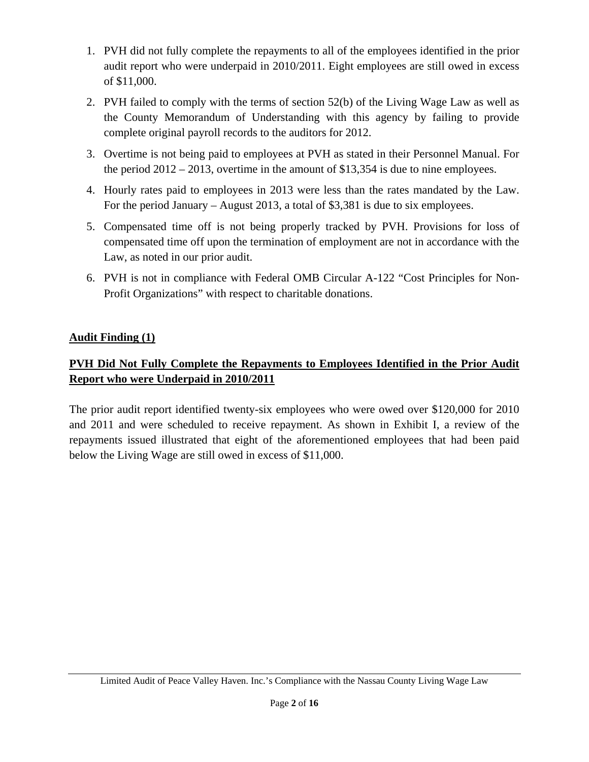1. PVH did not fully complete the repayments to all of the employees identified in the prior audit report who were underpaid in 2010/2011. Eight employees are still owed in excess of $11,000.
2. PVH failed to comply with the terms of section 52(b) of the Living Wage Law as well as the County Memorandum of Understanding with this agency by failing to provide complete original payroll records to the auditors for 2012.
3. Overtime is not being paid to employees at PVH as stated in their Personnel Manual. For the period 2012 – 2013, overtime in the amount of $13,354 is due to nine employees.
4. Hourly rates paid to employees in 2013 were less than the rates mandated by the Law. For the period January – August 2013, a total of $3,381 is due to six employees.
5. Compensated time off is not being properly tracked by PVH. Provisions for loss of compensated time off upon the termination of employment are not in accordance with the Law, as noted in our prior audit.
6. PVH is not in compliance with Federal OMB Circular A-122 "Cost Principles for Non-Profit Organizations" with respect to charitable donations.

**Audit Finding (1)**

**PVH Did Not Fully Complete the Repayments to Employees Identified in the Prior Audit Report who were Underpaid in 2010/2011**

The prior audit report identified twenty-six employees who were owed over $120,000 for 2010 and 2011 and were scheduled to receive repayment. As shown in Exhibit I, a review of the repayments issued illustrated that eight of the aforementioned employees that had been paid below the Living Wage are still owed in excess of $11,000.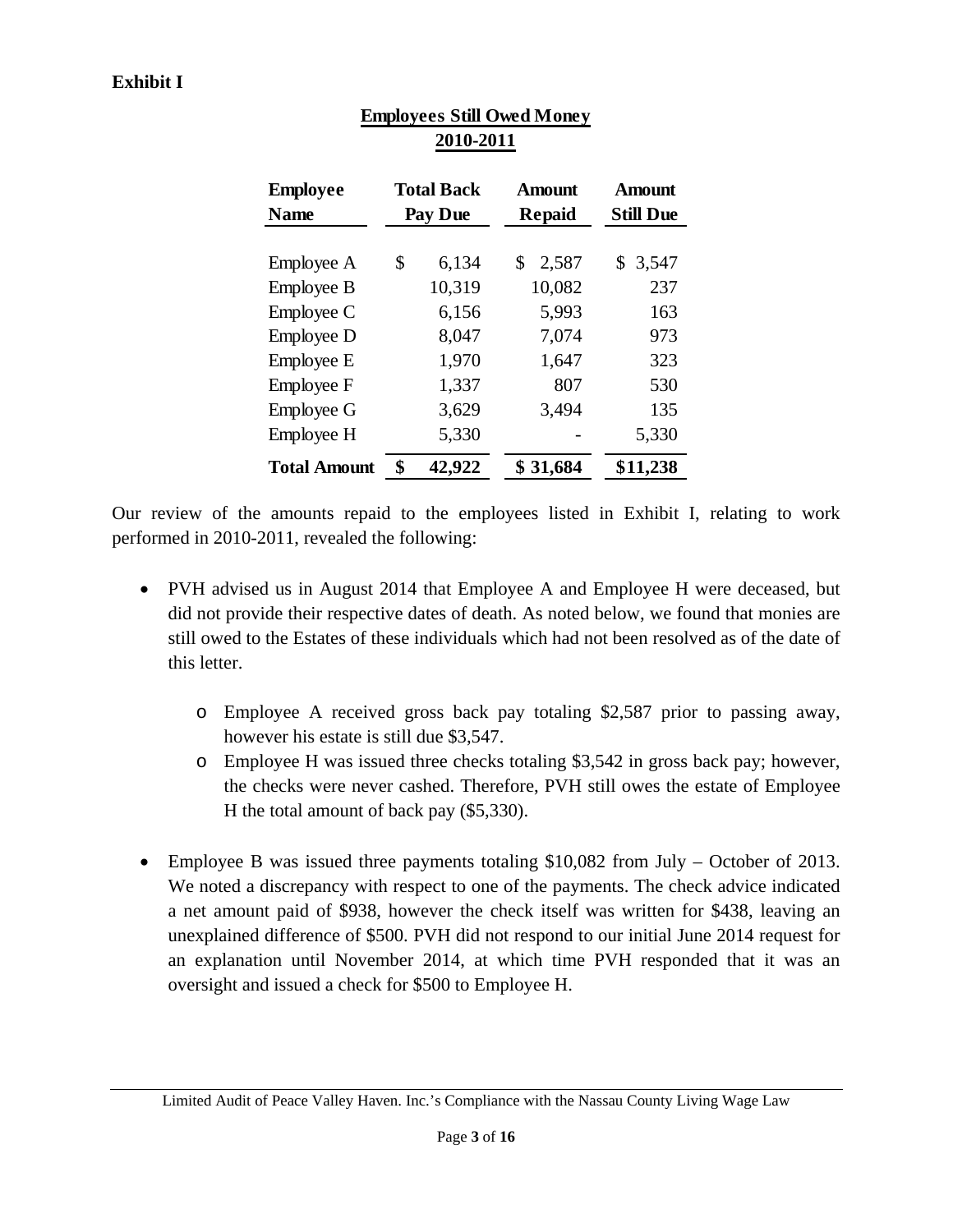**Exhibit I**

**Employees Still Owed Money**
**2010-2011**

| Employee Name | Total Back Pay Due | Amount Repaid | Amount Still Due |
|---|---|---|---|
| Employee A | $ 6,134 | $ 2,587 | $ 3,547 |
| Employee B | 10,319 | 10,082 | 237 |
| Employee C | 6,156 | 5,993 | 163 |
| Employee D | 8,047 | 7,074 | 973 |
| Employee E | 1,970 | 1,647 | 323 |
| Employee F | 1,337 | 807 | 530 |
| Employee G | 3,629 | 3,494 | 135 |
| Employee H | 5,330 | - | 5,330 |
| **Total Amount** | **$ 42,922** | **$ 31,684** | **$11,238** |

Our review of the amounts repaid to the employees listed in Exhibit I, relating to work performed in 2010-2011, revealed the following:

- PVH advised us in August 2014 that Employee A and Employee H were deceased, but did not provide their respective dates of death. As noted below, we found that monies are still owed to the Estates of these individuals which had not been resolved as of the date of this letter.
  - Employee A received gross back pay totaling $2,587 prior to passing away, however his estate is still due $3,547.
  - Employee H was issued three checks totaling $3,542 in gross back pay; however, the checks were never cashed. Therefore, PVH still owes the estate of Employee H the total amount of back pay ($5,330).

- Employee B was issued three payments totaling $10,082 from July – October of 2013. We noted a discrepancy with respect to one of the payments. The check advice indicated a net amount paid of $938, however the check itself was written for $438, leaving an unexplained difference of $500. PVH did not respond to our initial June 2014 request for an explanation until November 2014, at which time PVH responded that it was an oversight and issued a check for $500 to Employee H.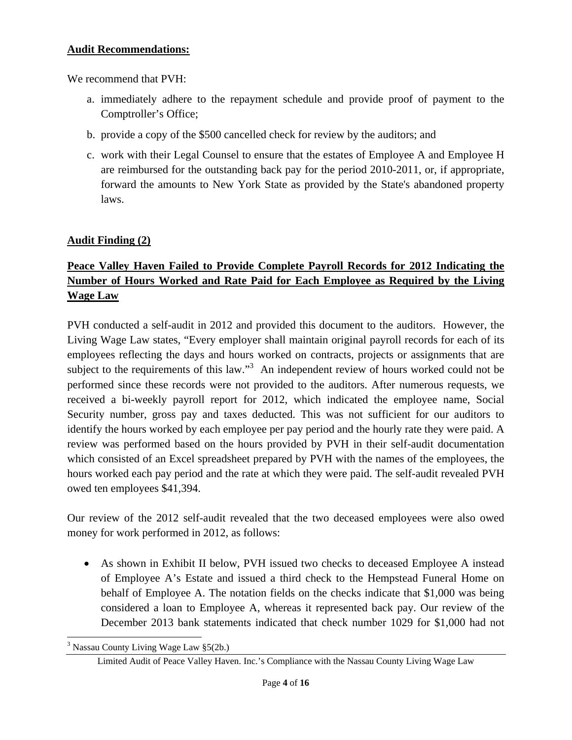**Audit Recommendations:**

We recommend that PVH:

a. immediately adhere to the repayment schedule and provide proof of payment to the Comptroller's Office;

b. provide a copy of the $500 cancelled check for review by the auditors; and

c. work with their Legal Counsel to ensure that the estates of Employee A and Employee H are reimbursed for the outstanding back pay for the period 2010-2011, or, if appropriate, forward the amounts to New York State as provided by the State's abandoned property laws.

**Audit Finding (2)**

**Peace Valley Haven Failed to Provide Complete Payroll Records for 2012 Indicating the Number of Hours Worked and Rate Paid for Each Employee as Required by the Living Wage Law**

PVH conducted a self-audit in 2012 and provided this document to the auditors. However, the Living Wage Law states, "Every employer shall maintain original payroll records for each of its employees reflecting the days and hours worked on contracts, projects or assignments that are subject to the requirements of this law."[3] An independent review of hours worked could not be performed since these records were not provided to the auditors. After numerous requests, we received a bi-weekly payroll report for 2012, which indicated the employee name, Social Security number, gross pay and taxes deducted. This was not sufficient for our auditors to identify the hours worked by each employee per pay period and the hourly rate they were paid. A review was performed based on the hours provided by PVH in their self-audit documentation which consisted of an Excel spreadsheet prepared by PVH with the names of the employees, the hours worked each pay period and the rate at which they were paid. The self-audit revealed PVH owed ten employees $41,394.

Our review of the 2012 self-audit revealed that the two deceased employees were also owed money for work performed in 2012, as follows:

- As shown in Exhibit II below, PVH issued two checks to deceased Employee A instead of Employee A's Estate and issued a third check to the Hempstead Funeral Home on behalf of Employee A. The notation fields on the checks indicate that $1,000 was being considered a loan to Employee A, whereas it represented back pay. Our review of the December 2013 bank statements indicated that check number 1029 for $1,000 had not

[3] Nassau County Living Wage Law §5(2b.)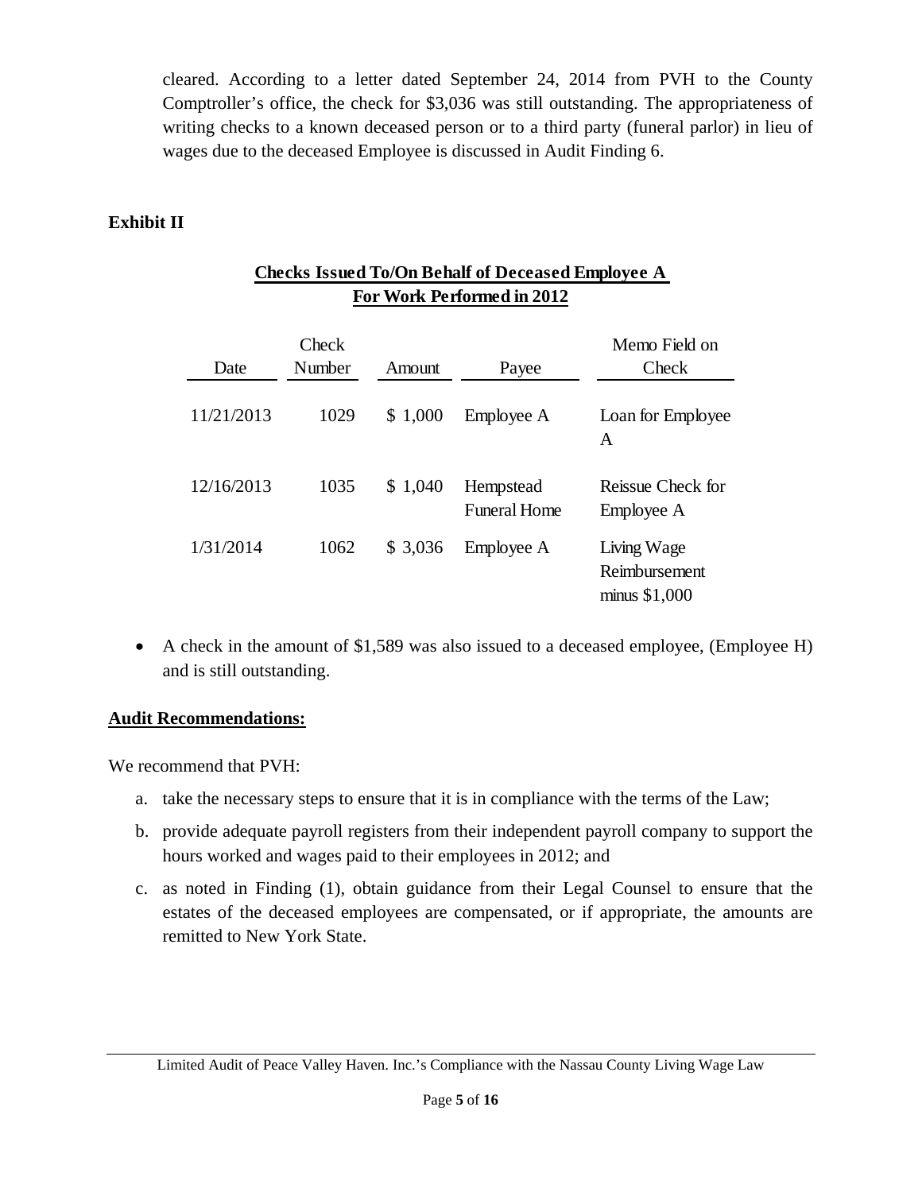cleared. According to a letter dated September 24, 2014 from PVH to the County Comptroller's office, the check for $3,036 was still outstanding. The appropriateness of writing checks to a known deceased person or to a third party (funeral parlor) in lieu of wages due to the deceased Employee is discussed in Audit Finding 6.

**Exhibit II**

**Checks Issued To/On Behalf of Deceased Employee A**
**For Work Performed in 2012**

| Date | Check Number | Amount | Payee | Memo Field on Check |
|---|---|---|---|---|
| 11/21/2013 | 1029 | $ 1,000 | Employee A | Loan for Employee A |
| 12/16/2013 | 1035 | $ 1,040 | Hempstead Funeral Home | Reissue Check for Employee A |
| 1/31/2014 | 1062 | $ 3,036 | Employee A | Living Wage Reimbursement minus $1,000 |

- A check in the amount of $1,589 was also issued to a deceased employee, (Employee H) and is still outstanding.

**Audit Recommendations:**

We recommend that PVH:

a. take the necessary steps to ensure that it is in compliance with the terms of the Law;

b. provide adequate payroll registers from their independent payroll company to support the hours worked and wages paid to their employees in 2012; and

c. as noted in Finding (1), obtain guidance from their Legal Counsel to ensure that the estates of the deceased employees are compensated, or if appropriate, the amounts are remitted to New York State.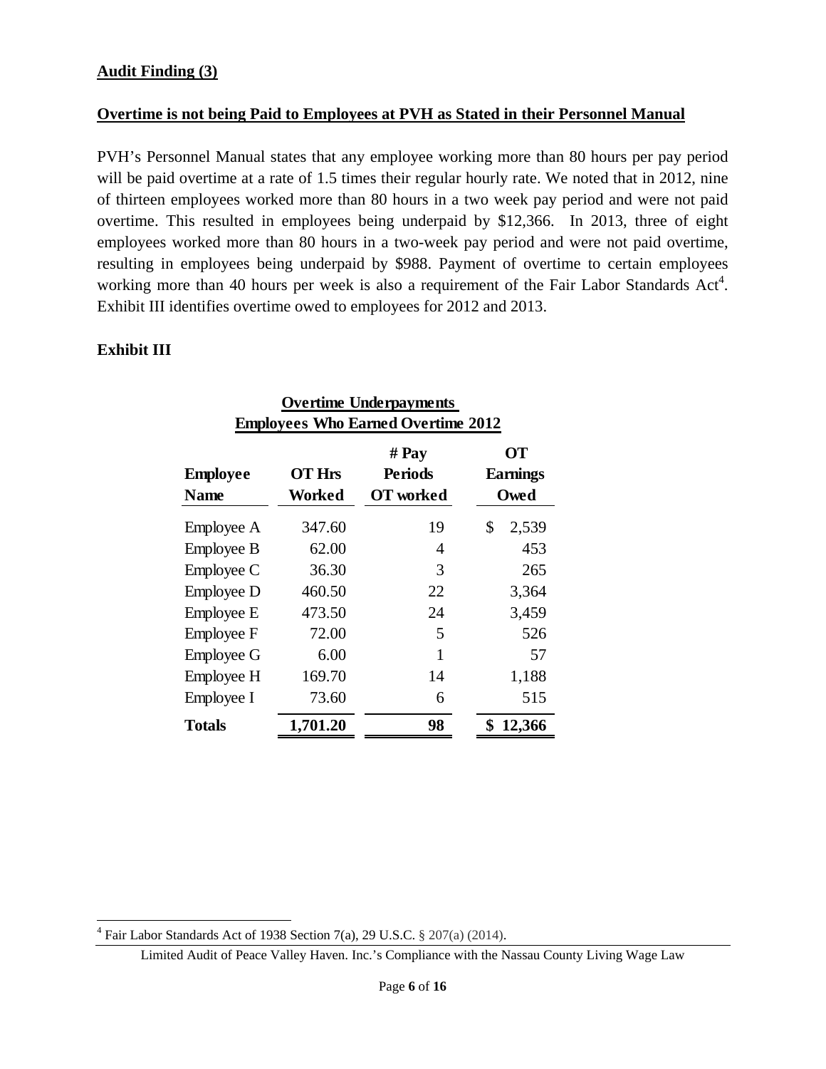**Audit Finding (3)**

**Overtime is not being Paid to Employees at PVH as Stated in their Personnel Manual**

PVH's Personnel Manual states that any employee working more than 80 hours per pay period will be paid overtime at a rate of 1.5 times their regular hourly rate. We noted that in 2012, nine of thirteen employees worked more than 80 hours in a two week pay period and were not paid overtime. This resulted in employees being underpaid by $12,366. In 2013, three of eight employees worked more than 80 hours in a two-week pay period and were not paid overtime, resulting in employees being underpaid by $988. Payment of overtime to certain employees working more than 40 hours per week is also a requirement of the Fair Labor Standards Act[4]. Exhibit III identifies overtime owed to employees for 2012 and 2013.

**Exhibit III**

**Overtime Underpayments**
**Employees Who Earned Overtime 2012**

| Employee Name | OT Hrs Worked | # Pay Periods OT worked | OT Earnings Owed |
|---|---|---|---|
| Employee A | 347.60 | 19 | $ 2,539 |
| Employee B | 62.00 | 4 | 453 |
| Employee C | 36.30 | 3 | 265 |
| Employee D | 460.50 | 22 | 3,364 |
| Employee E | 473.50 | 24 | 3,459 |
| Employee F | 72.00 | 5 | 526 |
| Employee G | 6.00 | 1 | 57 |
| Employee H | 169.70 | 14 | 1,188 |
| Employee I | 73.60 | 6 | 515 |
| **Totals** | **1,701.20** | **98** | **$ 12,366** |

[4] Fair Labor Standards Act of 1938 Section 7(a), 29 U.S.C. § 207(a) (2014).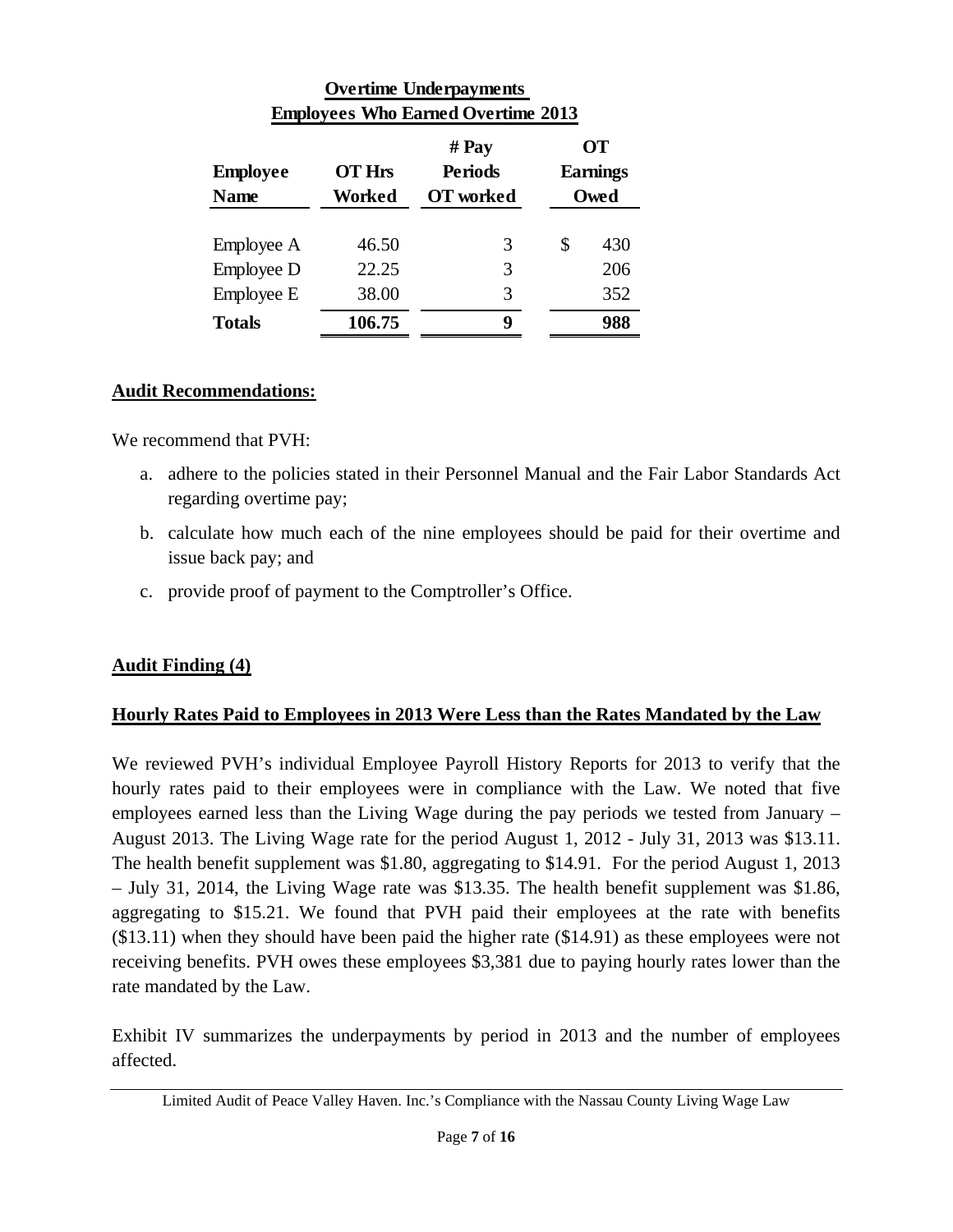**Overtime Underpayments**
**Employees Who Earned Overtime 2013**

| Employee Name | OT Hrs Worked | # Pay Periods OT worked | OT Earnings Owed |
|---|---|---|---|
| Employee A | 46.50 | 3 | $ 430 |
| Employee D | 22.25 | 3 | 206 |
| Employee E | 38.00 | 3 | 352 |
| **Totals** | **106.75** | **9** | **988** |

## Audit Recommendations:

We recommend that PVH:

a. adhere to the policies stated in their Personnel Manual and the Fair Labor Standards Act regarding overtime pay;

b. calculate how much each of the nine employees should be paid for their overtime and issue back pay; and

c. provide proof of payment to the Comptroller's Office.

## Audit Finding (4)

### Hourly Rates Paid to Employees in 2013 Were Less than the Rates Mandated by the Law

We reviewed PVH's individual Employee Payroll History Reports for 2013 to verify that the hourly rates paid to their employees were in compliance with the Law. We noted that five employees earned less than the Living Wage during the pay periods we tested from January – August 2013. The Living Wage rate for the period August 1, 2012 - July 31, 2013 was $13.11. The health benefit supplement was $1.80, aggregating to $14.91. For the period August 1, 2013 – July 31, 2014, the Living Wage rate was $13.35. The health benefit supplement was $1.86, aggregating to $15.21. We found that PVH paid their employees at the rate with benefits ($13.11) when they should have been paid the higher rate ($14.91) as these employees were not receiving benefits. PVH owes these employees $3,381 due to paying hourly rates lower than the rate mandated by the Law.

Exhibit IV summarizes the underpayments by period in 2013 and the number of employees affected.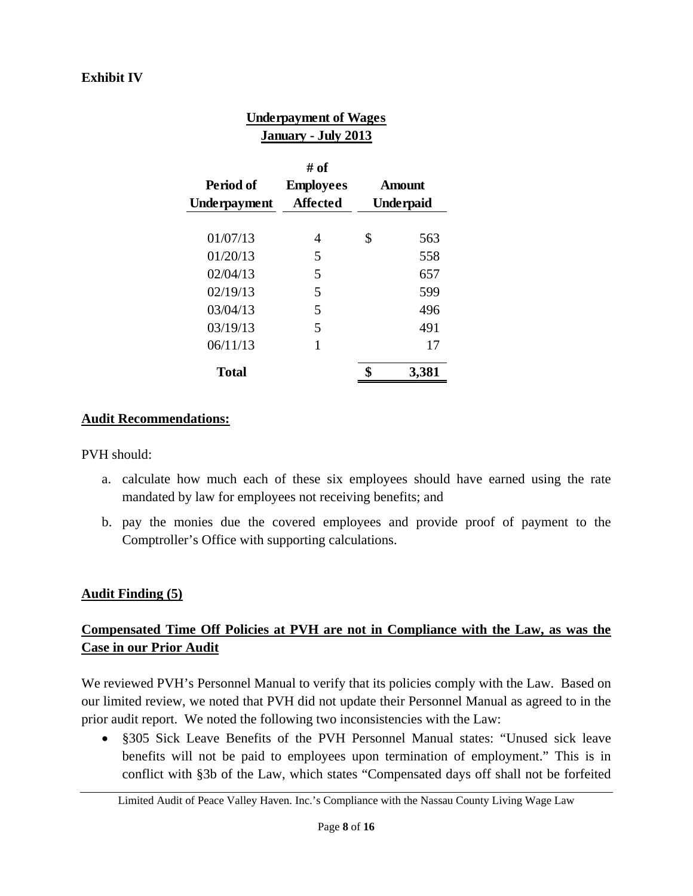**Exhibit IV**

**Underpayment of Wages**
**January - July 2013**

| Period of Underpayment | # of Employees Affected | Amount Underpaid |
|---|---|---|
| 01/07/13 | 4 | $ 563 |
| 01/20/13 | 5 | 558 |
| 02/04/13 | 5 | 657 |
| 02/19/13 | 5 | 599 |
| 03/04/13 | 5 | 496 |
| 03/19/13 | 5 | 491 |
| 06/11/13 | 1 | 17 |
| **Total** | | **$ 3,381** |

**Audit Recommendations:**

PVH should:

a. calculate how much each of these six employees should have earned using the rate mandated by law for employees not receiving benefits; and

b. pay the monies due the covered employees and provide proof of payment to the Comptroller's Office with supporting calculations.

**Audit Finding (5)**

**Compensated Time Off Policies at PVH are not in Compliance with the Law, as was the Case in our Prior Audit**

We reviewed PVH's Personnel Manual to verify that its policies comply with the Law. Based on our limited review, we noted that PVH did not update their Personnel Manual as agreed to in the prior audit report. We noted the following two inconsistencies with the Law:

- §305 Sick Leave Benefits of the PVH Personnel Manual states: "Unused sick leave benefits will not be paid to employees upon termination of employment." This is in conflict with §3b of the Law, which states "Compensated days off shall not be forfeited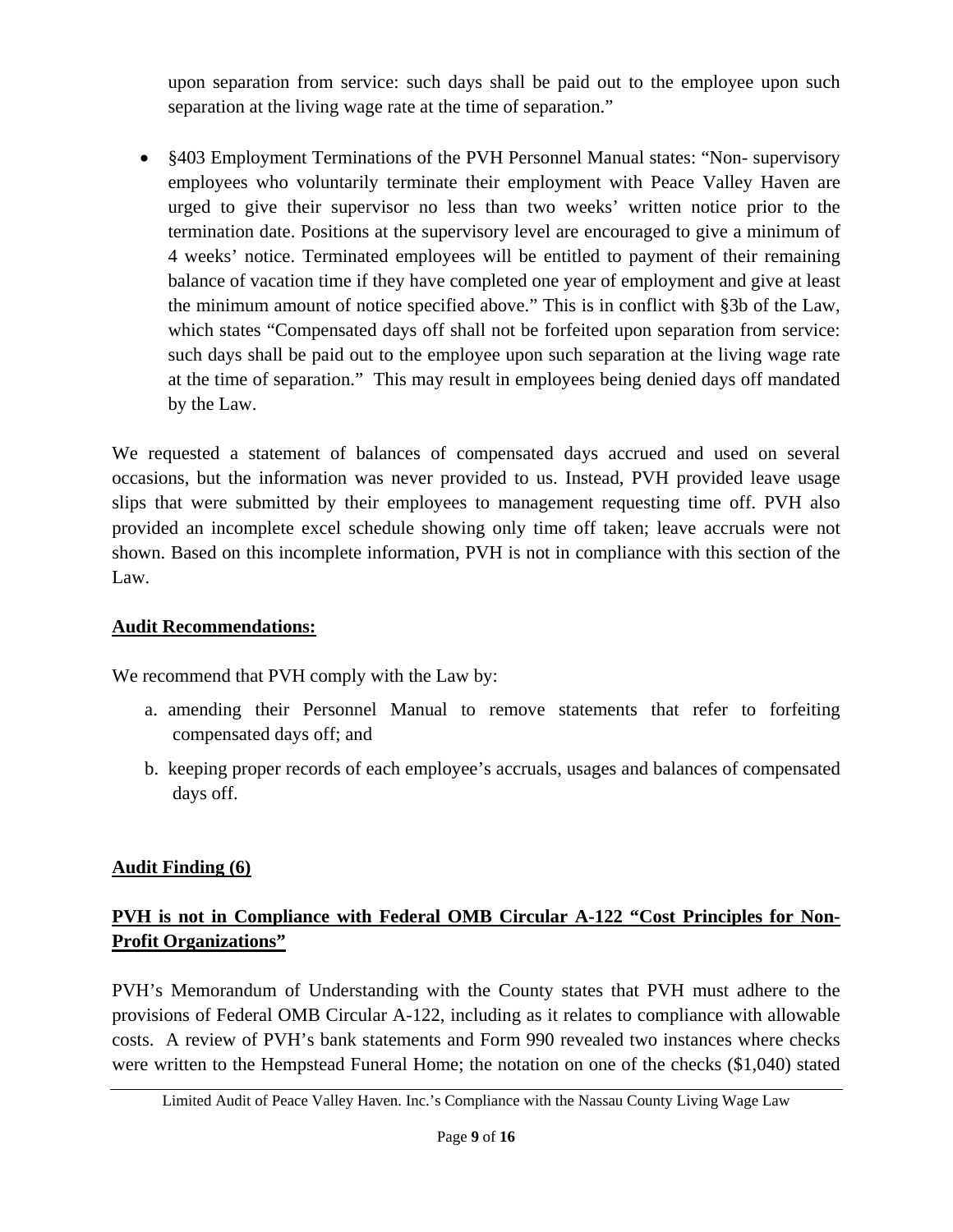upon separation from service: such days shall be paid out to the employee upon such separation at the living wage rate at the time of separation."

- §403 Employment Terminations of the PVH Personnel Manual states: "Non- supervisory employees who voluntarily terminate their employment with Peace Valley Haven are urged to give their supervisor no less than two weeks' written notice prior to the termination date. Positions at the supervisory level are encouraged to give a minimum of 4 weeks' notice. Terminated employees will be entitled to payment of their remaining balance of vacation time if they have completed one year of employment and give at least the minimum amount of notice specified above." This is in conflict with §3b of the Law, which states "Compensated days off shall not be forfeited upon separation from service: such days shall be paid out to the employee upon such separation at the living wage rate at the time of separation." This may result in employees being denied days off mandated by the Law.

We requested a statement of balances of compensated days accrued and used on several occasions, but the information was never provided to us. Instead, PVH provided leave usage slips that were submitted by their employees to management requesting time off. PVH also provided an incomplete excel schedule showing only time off taken; leave accruals were not shown. Based on this incomplete information, PVH is not in compliance with this section of the Law.

**Audit Recommendations:**

We recommend that PVH comply with the Law by:

a. amending their Personnel Manual to remove statements that refer to forfeiting compensated days off; and

b. keeping proper records of each employee's accruals, usages and balances of compensated days off.

**Audit Finding (6)**

**PVH is not in Compliance with Federal OMB Circular A-122 "Cost Principles for Non-Profit Organizations"**

PVH's Memorandum of Understanding with the County states that PVH must adhere to the provisions of Federal OMB Circular A-122, including as it relates to compliance with allowable costs. A review of PVH's bank statements and Form 990 revealed two instances where checks were written to the Hempstead Funeral Home; the notation on one of the checks ($1,040) stated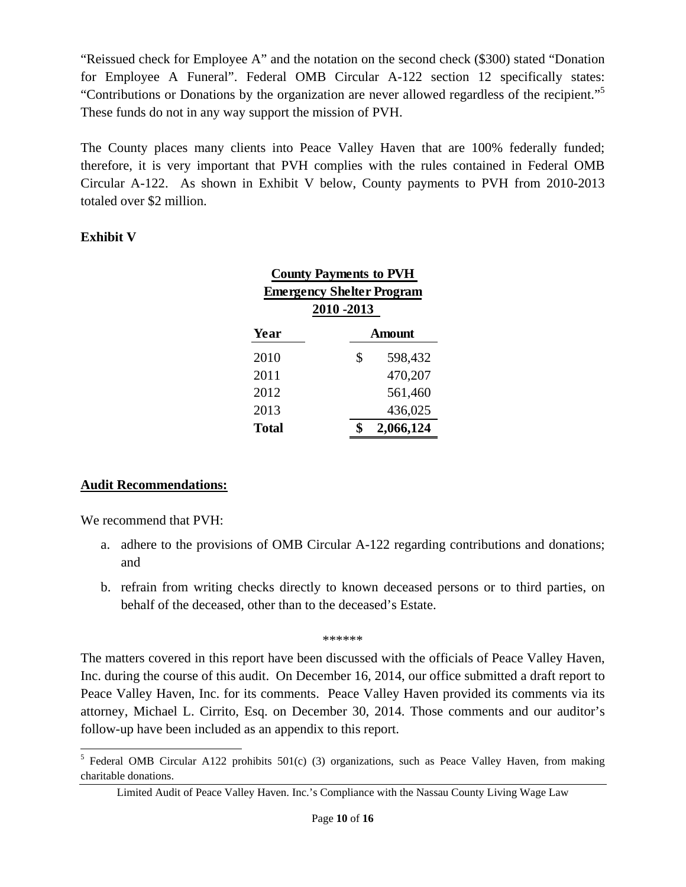"Reissued check for Employee A" and the notation on the second check ($300) stated "Donation for Employee A Funeral". Federal OMB Circular A-122 section 12 specifically states: "Contributions or Donations by the organization are never allowed regardless of the recipient."[5] These funds do not in any way support the mission of PVH.

The County places many clients into Peace Valley Haven that are 100% federally funded; therefore, it is very important that PVH complies with the rules contained in Federal OMB Circular A-122. As shown in Exhibit V below, County payments to PVH from 2010-2013 totaled over $2 million.

**Exhibit V**

**County Payments to PVH**
**Emergency Shelter Program**
**2010 -2013**

| Year | Amount |
|---|---|
| 2010 | $ 598,432 |
| 2011 | 470,207 |
| 2012 | 561,460 |
| 2013 | 436,025 |
| **Total** | **$ 2,066,124** |

## Audit Recommendations:

We recommend that PVH:

a. adhere to the provisions of OMB Circular A-122 regarding contributions and donations; and

b. refrain from writing checks directly to known deceased persons or to third parties, on behalf of the deceased, other than to the deceased's Estate.

******

The matters covered in this report have been discussed with the officials of Peace Valley Haven, Inc. during the course of this audit. On December 16, 2014, our office submitted a draft report to Peace Valley Haven, Inc. for its comments. Peace Valley Haven provided its comments via its attorney, Michael L. Cirrito, Esq. on December 30, 2014. Those comments and our auditor's follow-up have been included as an appendix to this report.

[5] Federal OMB Circular A122 prohibits 501(c) (3) organizations, such as Peace Valley Haven, from making charitable donations.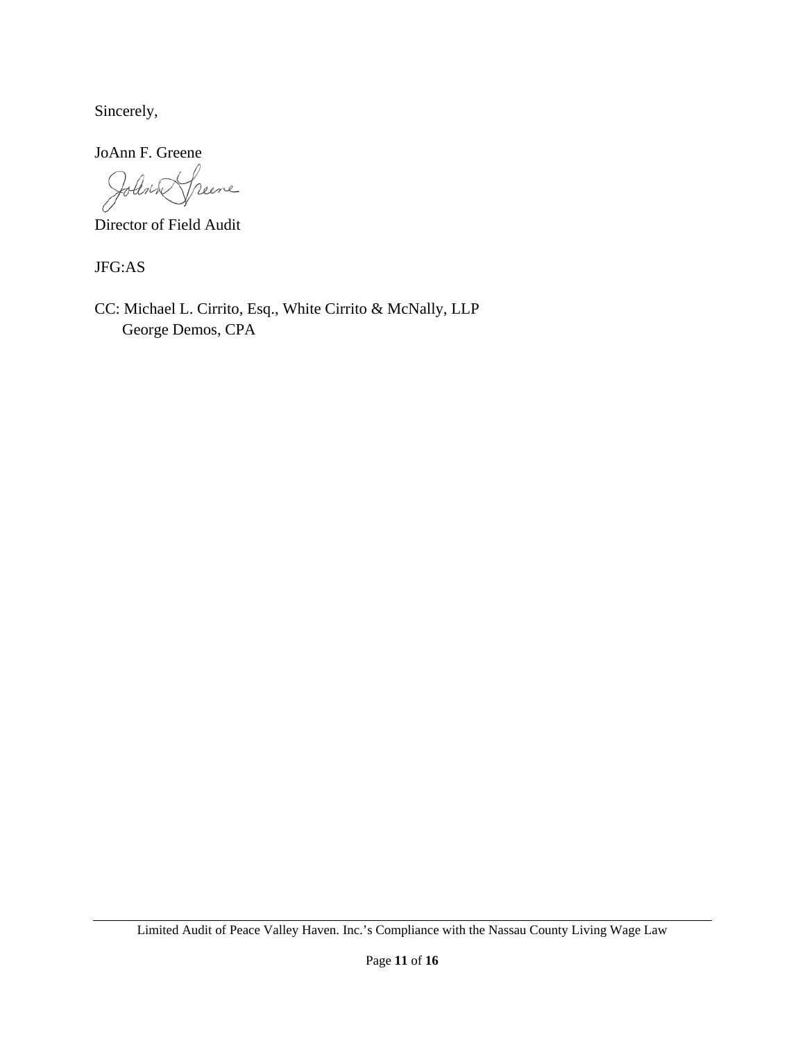Sincerely,

JoAnn F. Greene

Director of Field Audit

JFG:AS

CC: Michael L. Cirrito, Esq., White Cirrito & McNally, LLP
George Demos, CPA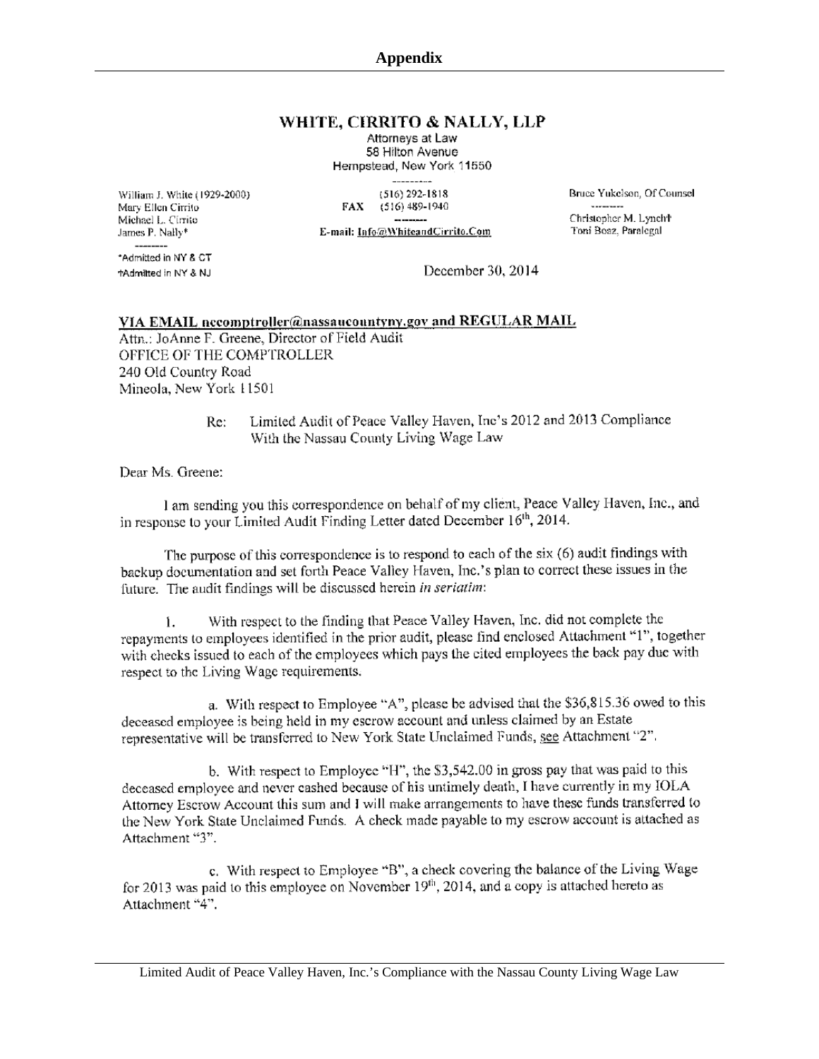# Appendix

**WHITE, CIRRITO & NALLY, LLP**
Attorneys at Law
58 Hilton Avenue
Hempstead, New York 11550

(516) 292-1818
FAX (516) 489-1940
E-mail: Info@WhiteandCirrito.Com

William J. White (1929-2000)
Mary Ellen Cirrito
Michael L. Cirrito
James P. Nally*

*Admitted in NY & CT
†Admitted in NY & NJ

Bruce Yukelson, Of Counsel
Christopher M. Lynch†
Toni Bosz, Paralegal

December 30, 2014

<u>VIA EMAIL nccomptroller@nassaucountyny.gov and REGULAR MAIL</u>
Attn.: JoAnne F. Greene, Director of Field Audit
OFFICE OF THE COMPTROLLER
240 Old Country Road
Mineola, New York 11501

Re: Limited Audit of Peace Valley Haven, Inc's 2012 and 2013 Compliance With the Nassau County Living Wage Law

Dear Ms. Greene:

I am sending you this correspondence on behalf of my client, Peace Valley Haven, Inc., and in response to your Limited Audit Finding Letter dated December 16th, 2014.

The purpose of this correspondence is to respond to each of the six (6) audit findings with backup documentation and set forth Peace Valley Haven, Inc.'s plan to correct these issues in the future. The audit findings will be discussed herein *in seriatim*:

1. With respect to the finding that Peace Valley Haven, Inc. did not complete the repayments to employees identified in the prior audit, please find enclosed Attachment "1", together with checks issued to each of the employees which pays the cited employees the back pay due with respect to the Living Wage requirements.

a. With respect to Employee "A", please be advised that the $36,815.36 owed to this deceased employee is being held in my escrow account and unless claimed by an Estate representative will be transferred to New York State Unclaimed Funds, <u>see</u> Attachment "2".

b. With respect to Employee "H", the $3,542.00 in gross pay that was paid to this deceased employee and never cashed because of his untimely death, I have currently in my IOLA Attorney Escrow Account this sum and I will make arrangements to have these funds transferred to the New York State Unclaimed Funds. A check made payable to my escrow account is attached as Attachment "3".

c. With respect to Employee "B", a check covering the balance of the Living Wage for 2013 was paid to this employee on November 19th, 2014, and a copy is attached hereto as Attachment "4".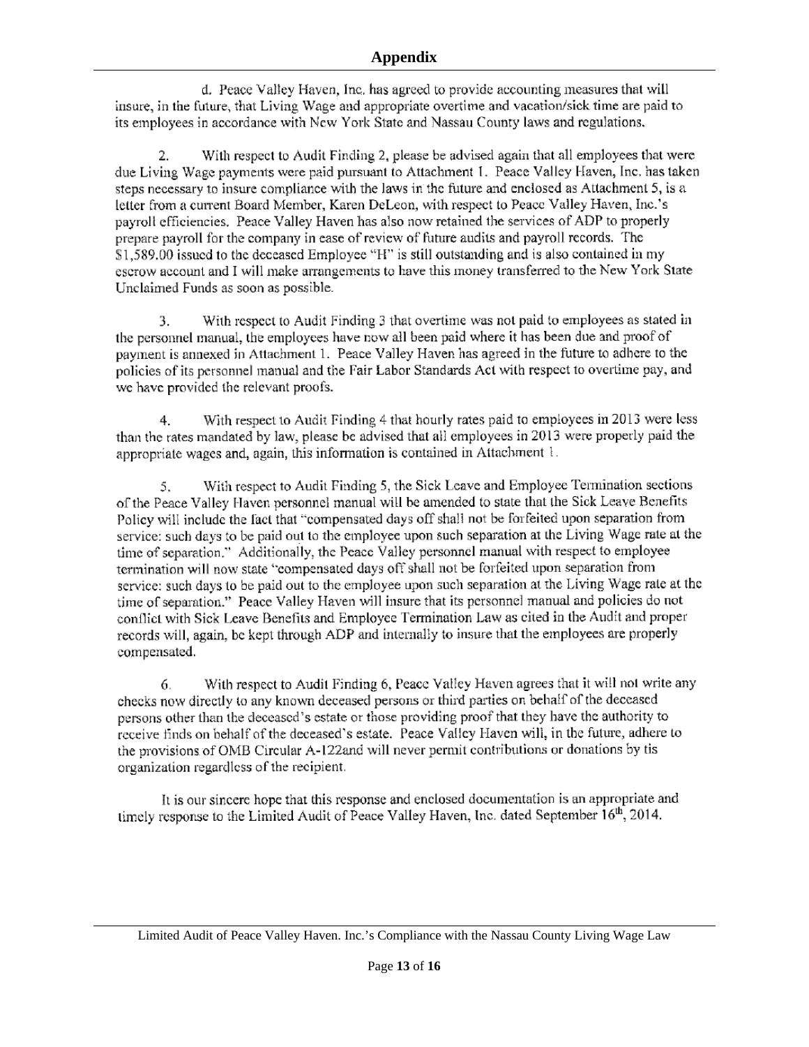## Appendix

d. Peace Valley Haven, Inc. has agreed to provide accounting measures that will insure, in the future, that Living Wage and appropriate overtime and vacation/sick time are paid to its employees in accordance with New York State and Nassau County laws and regulations.

2. With respect to Audit Finding 2, please be advised again that all employees that were due Living Wage payments were paid pursuant to Attachment 1. Peace Valley Haven, Inc. has taken steps necessary to insure compliance with the laws in the future and enclosed as Attachment 5, is a letter from a current Board Member, Karen DeLeon, with respect to Peace Valley Haven, Inc.'s payroll efficiencies. Peace Valley Haven has also now retained the services of ADP to properly prepare payroll for the company in ease of review of future audits and payroll records. The $1,589.00 issued to the deceased Employee "H" is still outstanding and is also contained in my escrow account and I will make arrangements to have this money transferred to the New York State Unclaimed Funds as soon as possible.

3. With respect to Audit Finding 3 that overtime was not paid to employees as stated in the personnel manual, the employees have now all been paid where it has been due and proof of payment is annexed in Attachment 1. Peace Valley Haven has agreed in the future to adhere to the policies of its personnel manual and the Fair Labor Standards Act with respect to overtime pay, and we have provided the relevant proofs.

4. With respect to Audit Finding 4 that hourly rates paid to employees in 2013 were less than the rates mandated by law, please be advised that all employees in 2013 were properly paid the appropriate wages and, again, this information is contained in Attachment 1.

5. With respect to Audit Finding 5, the Sick Leave and Employee Termination sections of the Peace Valley Haven personnel manual will be amended to state that the Sick Leave Benefits Policy will include the fact that "compensated days off shall not be forfeited upon separation from service: such days to be paid out to the employee upon such separation at the Living Wage rate at the time of separation." Additionally, the Peace Valley personnel manual with respect to employee termination will now state "compensated days off shall not be forfeited upon separation from service: such days to be paid out to the employee upon such separation at the Living Wage rate at the time of separation." Peace Valley Haven will insure that its personnel manual and policies do not conflict with Sick Leave Benefits and Employee Termination Law as cited in the Audit and proper records will, again, be kept through ADP and internally to insure that the employees are properly compensated.

6. With respect to Audit Finding 6, Peace Valley Haven agrees that it will not write any checks now directly to any known deceased persons or third parties on behalf of the deceased persons other than the deceased's estate or those providing proof that they have the authority to receive finds on behalf of the deceased's estate. Peace Valley Haven will, in the future, adhere to the provisions of OMB Circular A-122and will never permit contributions or donations by tis organization regardless of the recipient.

It is our sincere hope that this response and enclosed documentation is an appropriate and timely response to the Limited Audit of Peace Valley Haven, Inc. dated September 16th, 2014.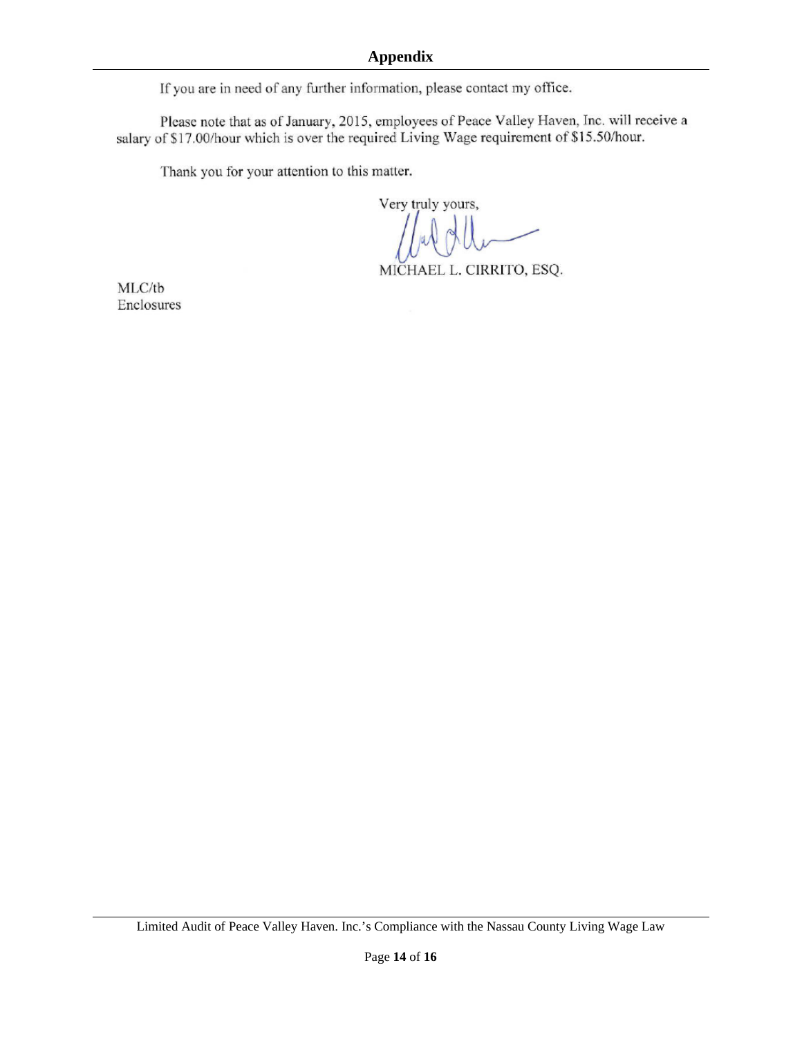## Appendix

If you are in need of any further information, please contact my office.

Please note that as of January, 2015, employees of Peace Valley Haven, Inc. will receive a salary of $17.00/hour which is over the required Living Wage requirement of $15.50/hour.

Thank you for your attention to this matter.

Very truly yours,

MICHAEL L. CIRRITO, ESQ.

MLC/tb
Enclosures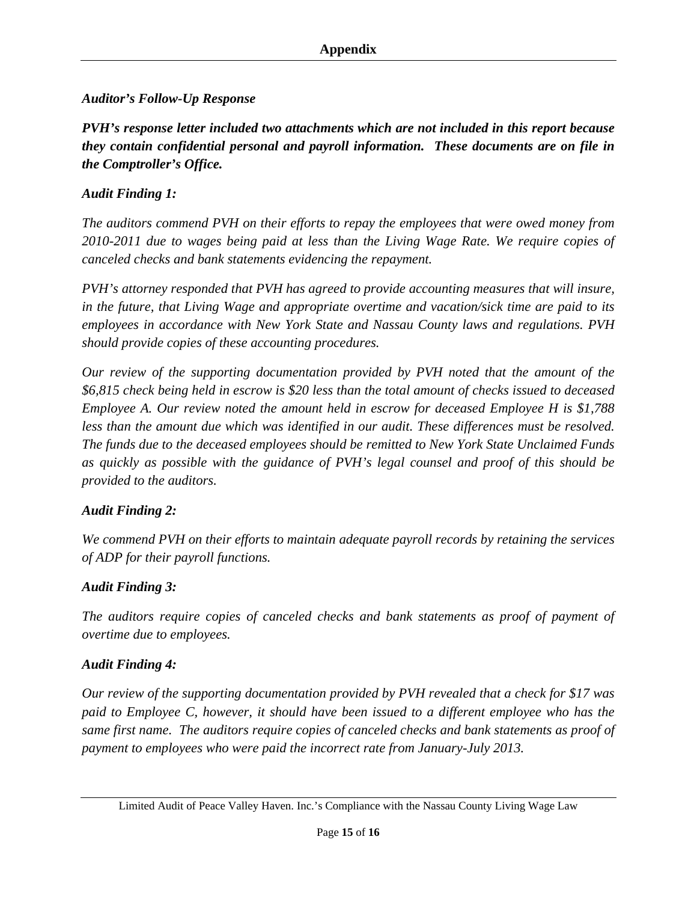## Appendix

***Auditor's Follow-Up Response***

***PVH's response letter included two attachments which are not included in this report because they contain confidential personal and payroll information. These documents are on file in the Comptroller's Office.***

***Audit Finding 1:***

*The auditors commend PVH on their efforts to repay the employees that were owed money from 2010-2011 due to wages being paid at less than the Living Wage Rate. We require copies of canceled checks and bank statements evidencing the repayment.*

*PVH's attorney responded that PVH has agreed to provide accounting measures that will insure, in the future, that Living Wage and appropriate overtime and vacation/sick time are paid to its employees in accordance with New York State and Nassau County laws and regulations. PVH should provide copies of these accounting procedures.*

*Our review of the supporting documentation provided by PVH noted that the amount of the $6,815 check being held in escrow is $20 less than the total amount of checks issued to deceased Employee A. Our review noted the amount held in escrow for deceased Employee H is $1,788 less than the amount due which was identified in our audit. These differences must be resolved. The funds due to the deceased employees should be remitted to New York State Unclaimed Funds as quickly as possible with the guidance of PVH's legal counsel and proof of this should be provided to the auditors.*

***Audit Finding 2:***

*We commend PVH on their efforts to maintain adequate payroll records by retaining the services of ADP for their payroll functions.*

***Audit Finding 3:***

*The auditors require copies of canceled checks and bank statements as proof of payment of overtime due to employees.*

***Audit Finding 4:***

*Our review of the supporting documentation provided by PVH revealed that a check for $17 was paid to Employee C, however, it should have been issued to a different employee who has the same first name. The auditors require copies of canceled checks and bank statements as proof of payment to employees who were paid the incorrect rate from January-July 2013.*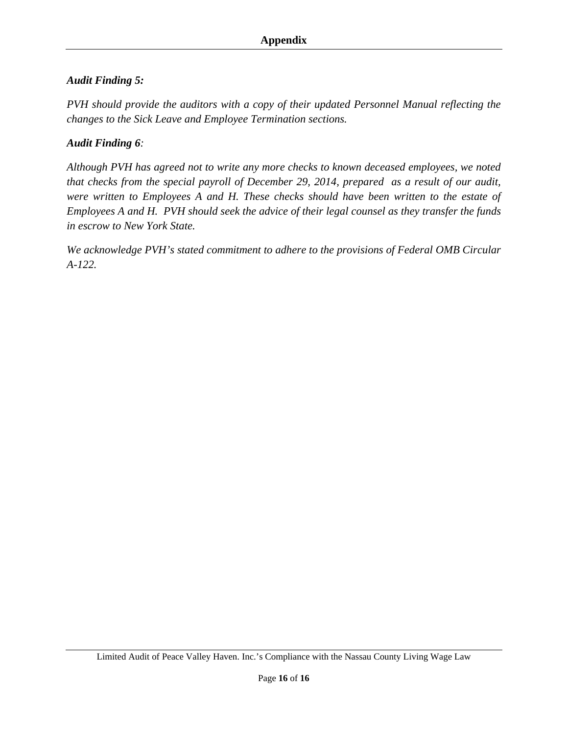***Audit Finding 5:***

*PVH should provide the auditors with a copy of their updated Personnel Manual reflecting the changes to the Sick Leave and Employee Termination sections.*

***Audit Finding 6**:*

*Although PVH has agreed not to write any more checks to known deceased employees, we noted that checks from the special payroll of December 29, 2014, prepared as a result of our audit, were written to Employees A and H. These checks should have been written to the estate of Employees A and H. PVH should seek the advice of their legal counsel as they transfer the funds in escrow to New York State.*

*We acknowledge PVH's stated commitment to adhere to the provisions of Federal OMB Circular A-122.*